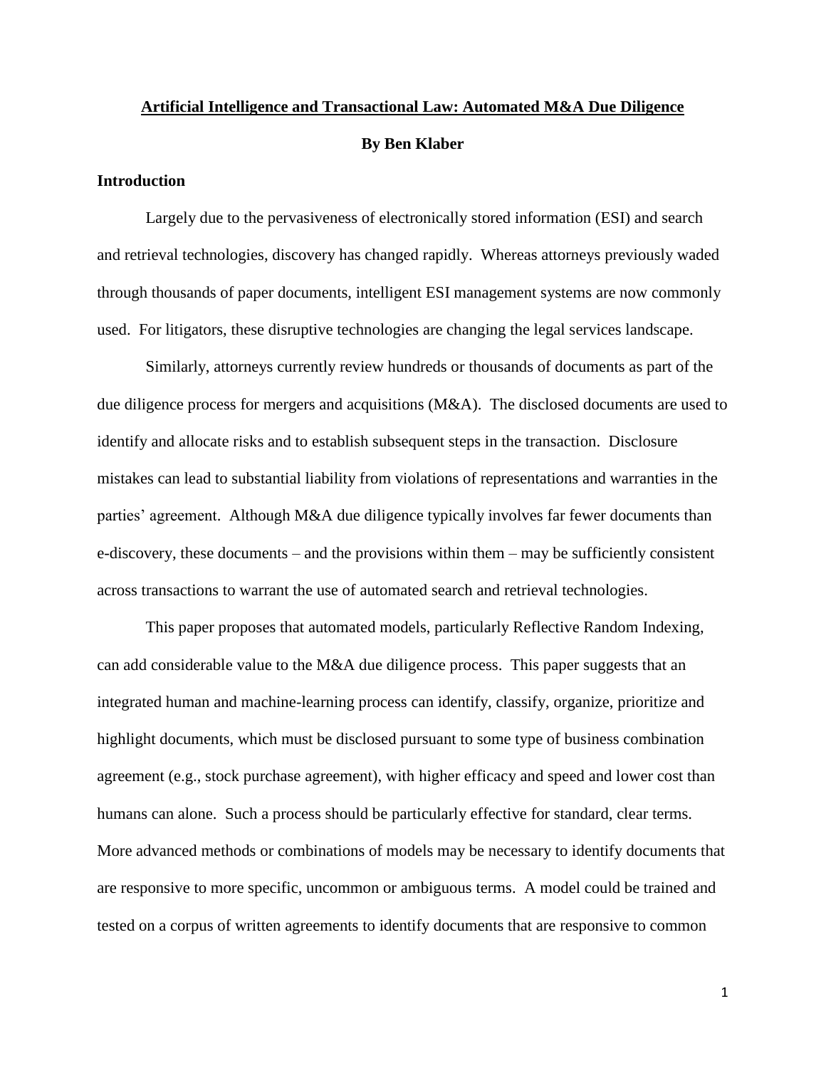# Artificial Intelligence and Transactional Law: Automated M&A Due Diligence

**By Ben Klaber**

## Introduction

Largely due to the pervasiveness of electronically stored information (ESI) and search and retrieval technologies, discovery has changed rapidly. Whereas attorneys previously waded through thousands of paper documents, intelligent ESI management systems are now commonly used. For litigators, these disruptive technologies are changing the legal services landscape.

Similarly, attorneys currently review hundreds or thousands of documents as part of the due diligence process for mergers and acquisitions (M&A). The disclosed documents are used to identify and allocate risks and to establish subsequent steps in the transaction. Disclosure mistakes can lead to substantial liability from violations of representations and warranties in the parties' agreement. Although M&A due diligence typically involves far fewer documents than e-discovery, these documents – and the provisions within them – may be sufficiently consistent across transactions to warrant the use of automated search and retrieval technologies.

This paper proposes that automated models, particularly Reflective Random Indexing, can add considerable value to the M&A due diligence process. This paper suggests that an integrated human and machine-learning process can identify, classify, organize, prioritize and highlight documents, which must be disclosed pursuant to some type of business combination agreement (e.g., stock purchase agreement), with higher efficacy and speed and lower cost than humans can alone. Such a process should be particularly effective for standard, clear terms. More advanced methods or combinations of models may be necessary to identify documents that are responsive to more specific, uncommon or ambiguous terms. A model could be trained and tested on a corpus of written agreements to identify documents that are responsive to common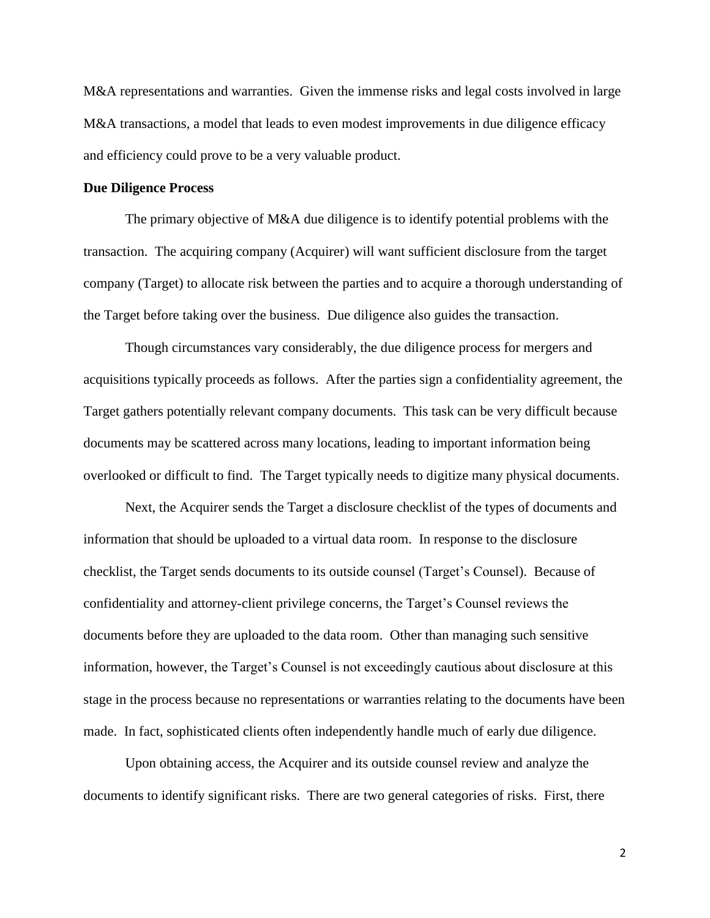M&A representations and warranties. Given the immense risks and legal costs involved in large M&A transactions, a model that leads to even modest improvements in due diligence efficacy and efficiency could prove to be a very valuable product.

**Due Diligence Process**

The primary objective of M&A due diligence is to identify potential problems with the transaction. The acquiring company (Acquirer) will want sufficient disclosure from the target company (Target) to allocate risk between the parties and to acquire a thorough understanding of the Target before taking over the business. Due diligence also guides the transaction.

Though circumstances vary considerably, the due diligence process for mergers and acquisitions typically proceeds as follows. After the parties sign a confidentiality agreement, the Target gathers potentially relevant company documents. This task can be very difficult because documents may be scattered across many locations, leading to important information being overlooked or difficult to find. The Target typically needs to digitize many physical documents.

Next, the Acquirer sends the Target a disclosure checklist of the types of documents and information that should be uploaded to a virtual data room. In response to the disclosure checklist, the Target sends documents to its outside counsel (Target's Counsel). Because of confidentiality and attorney-client privilege concerns, the Target's Counsel reviews the documents before they are uploaded to the data room. Other than managing such sensitive information, however, the Target's Counsel is not exceedingly cautious about disclosure at this stage in the process because no representations or warranties relating to the documents have been made. In fact, sophisticated clients often independently handle much of early due diligence.

Upon obtaining access, the Acquirer and its outside counsel review and analyze the documents to identify significant risks. There are two general categories of risks. First, there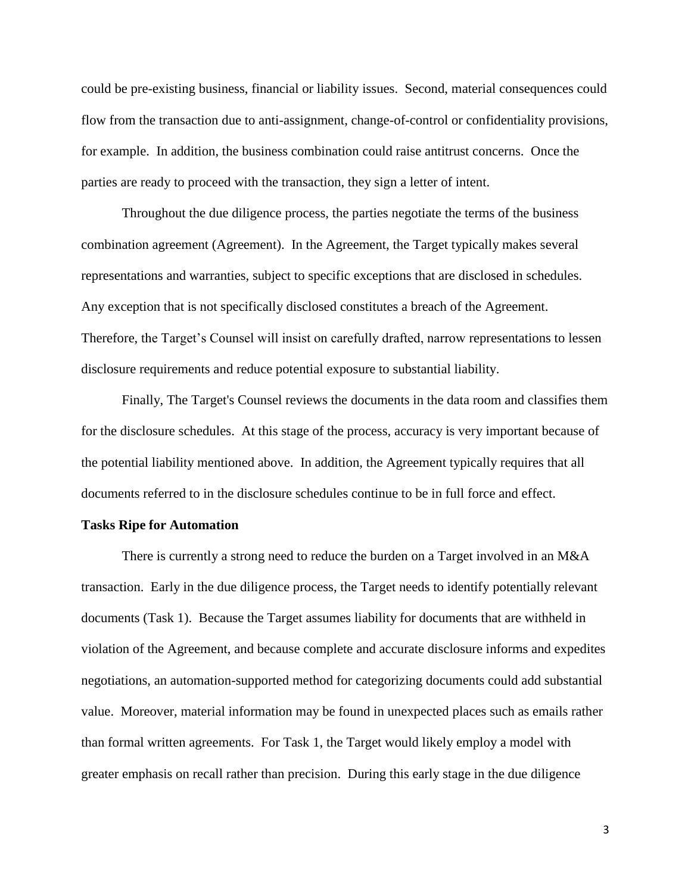could be pre-existing business, financial or liability issues. Second, material consequences could flow from the transaction due to anti-assignment, change-of-control or confidentiality provisions, for example. In addition, the business combination could raise antitrust concerns. Once the parties are ready to proceed with the transaction, they sign a letter of intent.

Throughout the due diligence process, the parties negotiate the terms of the business combination agreement (Agreement). In the Agreement, the Target typically makes several representations and warranties, subject to specific exceptions that are disclosed in schedules. Any exception that is not specifically disclosed constitutes a breach of the Agreement. Therefore, the Target's Counsel will insist on carefully drafted, narrow representations to lessen disclosure requirements and reduce potential exposure to substantial liability.

Finally, The Target's Counsel reviews the documents in the data room and classifies them for the disclosure schedules. At this stage of the process, accuracy is very important because of the potential liability mentioned above. In addition, the Agreement typically requires that all documents referred to in the disclosure schedules continue to be in full force and effect.

**Tasks Ripe for Automation**

There is currently a strong need to reduce the burden on a Target involved in an M&A transaction. Early in the due diligence process, the Target needs to identify potentially relevant documents (Task 1). Because the Target assumes liability for documents that are withheld in violation of the Agreement, and because complete and accurate disclosure informs and expedites negotiations, an automation-supported method for categorizing documents could add substantial value. Moreover, material information may be found in unexpected places such as emails rather than formal written agreements. For Task 1, the Target would likely employ a model with greater emphasis on recall rather than precision. During this early stage in the due diligence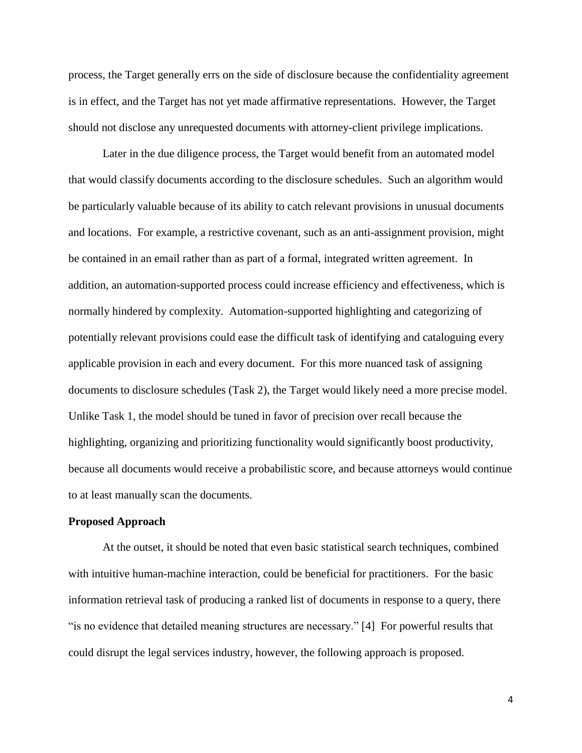process, the Target generally errs on the side of disclosure because the confidentiality agreement is in effect, and the Target has not yet made affirmative representations. However, the Target should not disclose any unrequested documents with attorney-client privilege implications.

Later in the due diligence process, the Target would benefit from an automated model that would classify documents according to the disclosure schedules. Such an algorithm would be particularly valuable because of its ability to catch relevant provisions in unusual documents and locations. For example, a restrictive covenant, such as an anti-assignment provision, might be contained in an email rather than as part of a formal, integrated written agreement. In addition, an automation-supported process could increase efficiency and effectiveness, which is normally hindered by complexity. Automation-supported highlighting and categorizing of potentially relevant provisions could ease the difficult task of identifying and cataloguing every applicable provision in each and every document. For this more nuanced task of assigning documents to disclosure schedules (Task 2), the Target would likely need a more precise model. Unlike Task 1, the model should be tuned in favor of precision over recall because the highlighting, organizing and prioritizing functionality would significantly boost productivity, because all documents would receive a probabilistic score, and because attorneys would continue to at least manually scan the documents.

**Proposed Approach**

At the outset, it should be noted that even basic statistical search techniques, combined with intuitive human-machine interaction, could be beneficial for practitioners. For the basic information retrieval task of producing a ranked list of documents in response to a query, there "is no evidence that detailed meaning structures are necessary." [4] For powerful results that could disrupt the legal services industry, however, the following approach is proposed.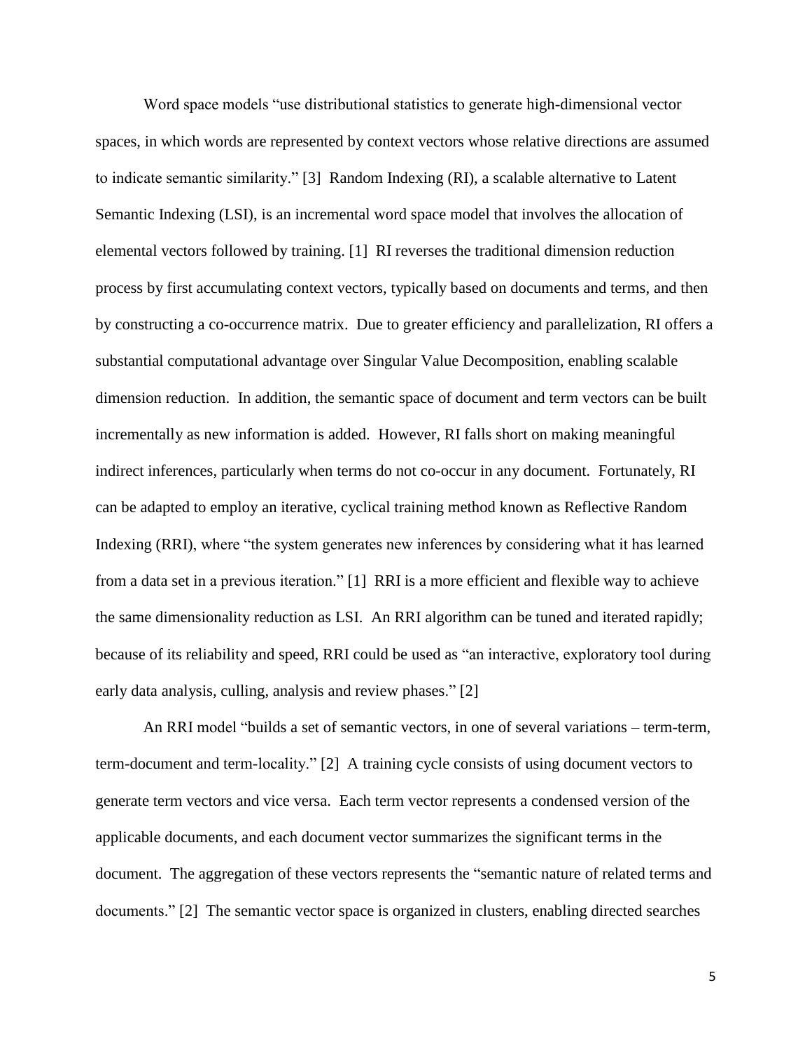Word space models “use distributional statistics to generate high-dimensional vector spaces, in which words are represented by context vectors whose relative directions are assumed to indicate semantic similarity.” [3] Random Indexing (RI), a scalable alternative to Latent Semantic Indexing (LSI), is an incremental word space model that involves the allocation of elemental vectors followed by training. [1] RI reverses the traditional dimension reduction process by first accumulating context vectors, typically based on documents and terms, and then by constructing a co-occurrence matrix. Due to greater efficiency and parallelization, RI offers a substantial computational advantage over Singular Value Decomposition, enabling scalable dimension reduction. In addition, the semantic space of document and term vectors can be built incrementally as new information is added. However, RI falls short on making meaningful indirect inferences, particularly when terms do not co-occur in any document. Fortunately, RI can be adapted to employ an iterative, cyclical training method known as Reflective Random Indexing (RRI), where “the system generates new inferences by considering what it has learned from a data set in a previous iteration.” [1] RRI is a more efficient and flexible way to achieve the same dimensionality reduction as LSI. An RRI algorithm can be tuned and iterated rapidly; because of its reliability and speed, RRI could be used as “an interactive, exploratory tool during early data analysis, culling, analysis and review phases.” [2]

An RRI model “builds a set of semantic vectors, in one of several variations – term-term, term-document and term-locality.” [2] A training cycle consists of using document vectors to generate term vectors and vice versa. Each term vector represents a condensed version of the applicable documents, and each document vector summarizes the significant terms in the document. The aggregation of these vectors represents the “semantic nature of related terms and documents.” [2] The semantic vector space is organized in clusters, enabling directed searches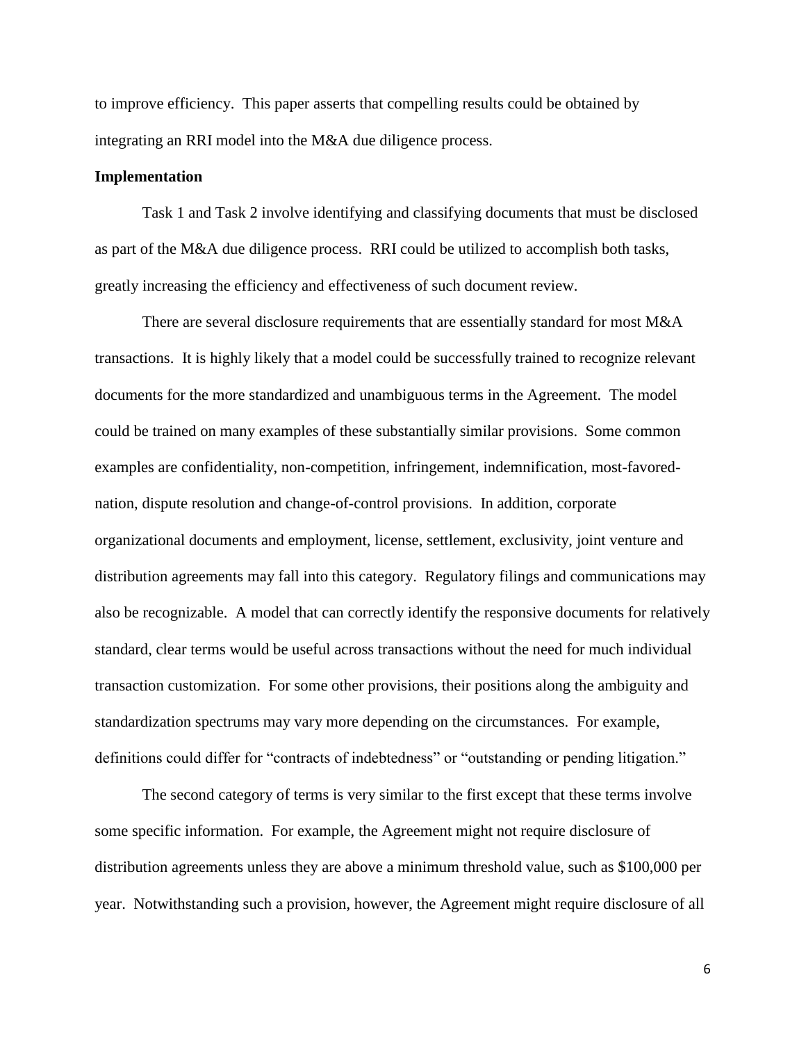to improve efficiency. This paper asserts that compelling results could be obtained by integrating an RRI model into the M&A due diligence process.

**Implementation**

Task 1 and Task 2 involve identifying and classifying documents that must be disclosed as part of the M&A due diligence process. RRI could be utilized to accomplish both tasks, greatly increasing the efficiency and effectiveness of such document review.

There are several disclosure requirements that are essentially standard for most M&A transactions. It is highly likely that a model could be successfully trained to recognize relevant documents for the more standardized and unambiguous terms in the Agreement. The model could be trained on many examples of these substantially similar provisions. Some common examples are confidentiality, non-competition, infringement, indemnification, most-favored-nation, dispute resolution and change-of-control provisions. In addition, corporate organizational documents and employment, license, settlement, exclusivity, joint venture and distribution agreements may fall into this category. Regulatory filings and communications may also be recognizable. A model that can correctly identify the responsive documents for relatively standard, clear terms would be useful across transactions without the need for much individual transaction customization. For some other provisions, their positions along the ambiguity and standardization spectrums may vary more depending on the circumstances. For example, definitions could differ for "contracts of indebtedness" or "outstanding or pending litigation."

The second category of terms is very similar to the first except that these terms involve some specific information. For example, the Agreement might not require disclosure of distribution agreements unless they are above a minimum threshold value, such as $100,000 per year. Notwithstanding such a provision, however, the Agreement might require disclosure of all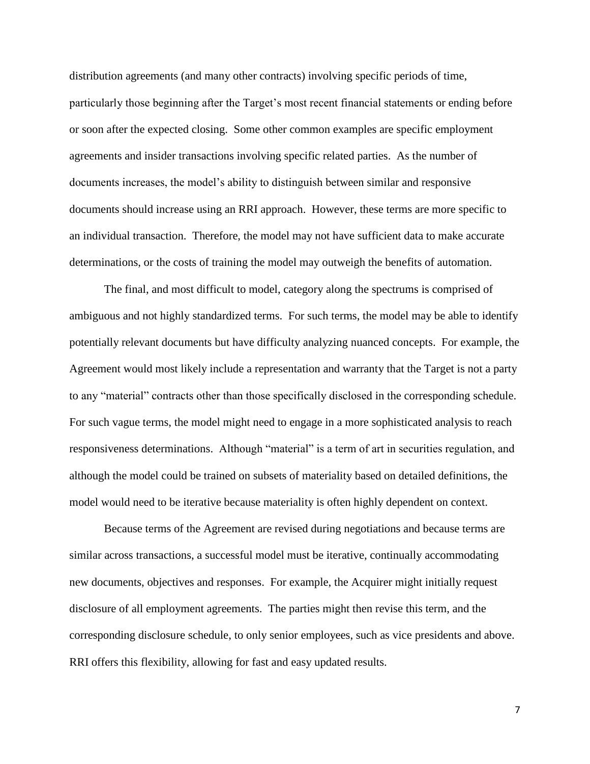distribution agreements (and many other contracts) involving specific periods of time, particularly those beginning after the Target's most recent financial statements or ending before or soon after the expected closing. Some other common examples are specific employment agreements and insider transactions involving specific related parties. As the number of documents increases, the model's ability to distinguish between similar and responsive documents should increase using an RRI approach. However, these terms are more specific to an individual transaction. Therefore, the model may not have sufficient data to make accurate determinations, or the costs of training the model may outweigh the benefits of automation.

The final, and most difficult to model, category along the spectrums is comprised of ambiguous and not highly standardized terms. For such terms, the model may be able to identify potentially relevant documents but have difficulty analyzing nuanced concepts. For example, the Agreement would most likely include a representation and warranty that the Target is not a party to any "material" contracts other than those specifically disclosed in the corresponding schedule. For such vague terms, the model might need to engage in a more sophisticated analysis to reach responsiveness determinations. Although "material" is a term of art in securities regulation, and although the model could be trained on subsets of materiality based on detailed definitions, the model would need to be iterative because materiality is often highly dependent on context.

Because terms of the Agreement are revised during negotiations and because terms are similar across transactions, a successful model must be iterative, continually accommodating new documents, objectives and responses. For example, the Acquirer might initially request disclosure of all employment agreements. The parties might then revise this term, and the corresponding disclosure schedule, to only senior employees, such as vice presidents and above. RRI offers this flexibility, allowing for fast and easy updated results.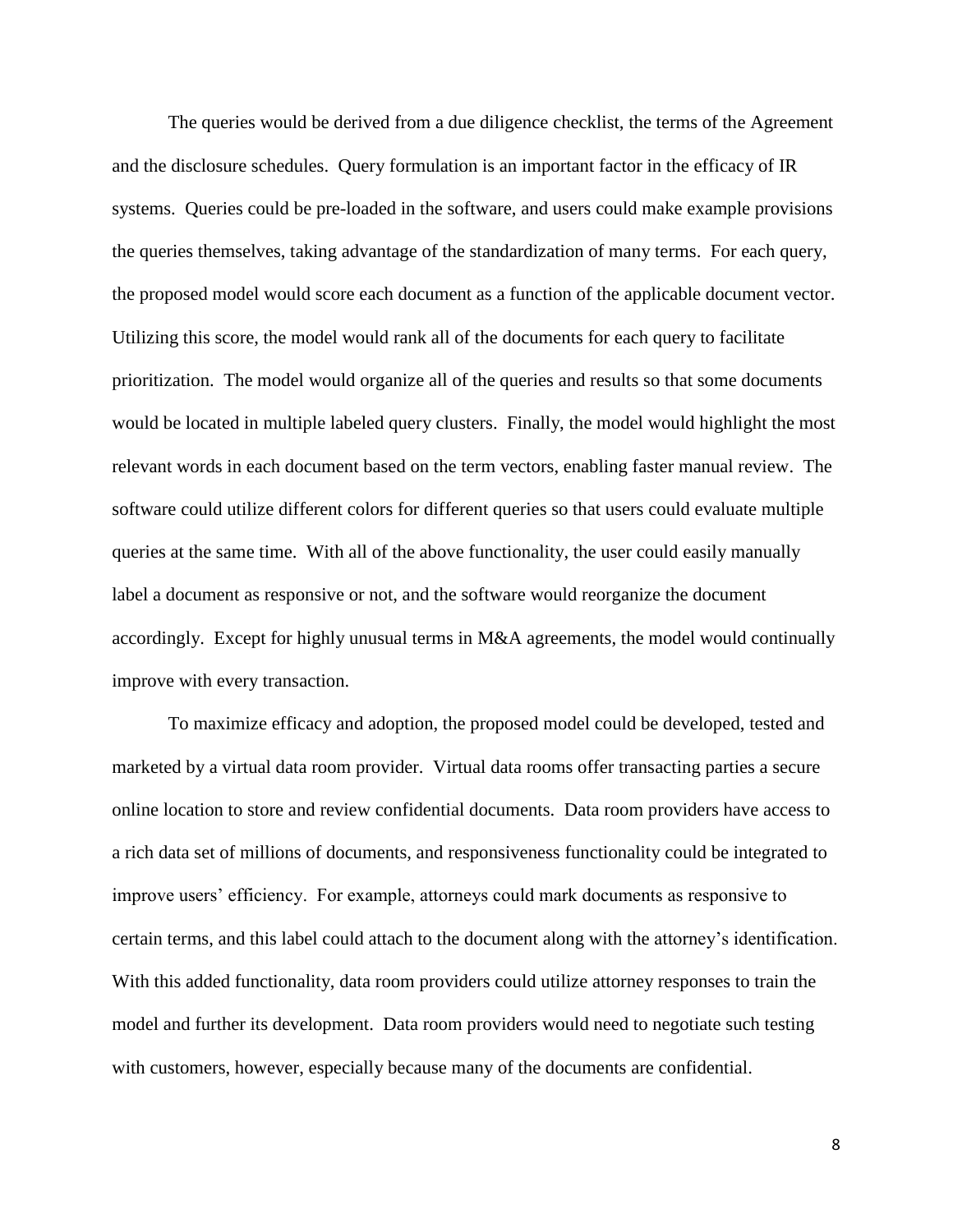The queries would be derived from a due diligence checklist, the terms of the Agreement and the disclosure schedules. Query formulation is an important factor in the efficacy of IR systems. Queries could be pre-loaded in the software, and users could make example provisions the queries themselves, taking advantage of the standardization of many terms. For each query, the proposed model would score each document as a function of the applicable document vector. Utilizing this score, the model would rank all of the documents for each query to facilitate prioritization. The model would organize all of the queries and results so that some documents would be located in multiple labeled query clusters. Finally, the model would highlight the most relevant words in each document based on the term vectors, enabling faster manual review. The software could utilize different colors for different queries so that users could evaluate multiple queries at the same time. With all of the above functionality, the user could easily manually label a document as responsive or not, and the software would reorganize the document accordingly. Except for highly unusual terms in M&A agreements, the model would continually improve with every transaction.

To maximize efficacy and adoption, the proposed model could be developed, tested and marketed by a virtual data room provider. Virtual data rooms offer transacting parties a secure online location to store and review confidential documents. Data room providers have access to a rich data set of millions of documents, and responsiveness functionality could be integrated to improve users' efficiency. For example, attorneys could mark documents as responsive to certain terms, and this label could attach to the document along with the attorney's identification. With this added functionality, data room providers could utilize attorney responses to train the model and further its development. Data room providers would need to negotiate such testing with customers, however, especially because many of the documents are confidential.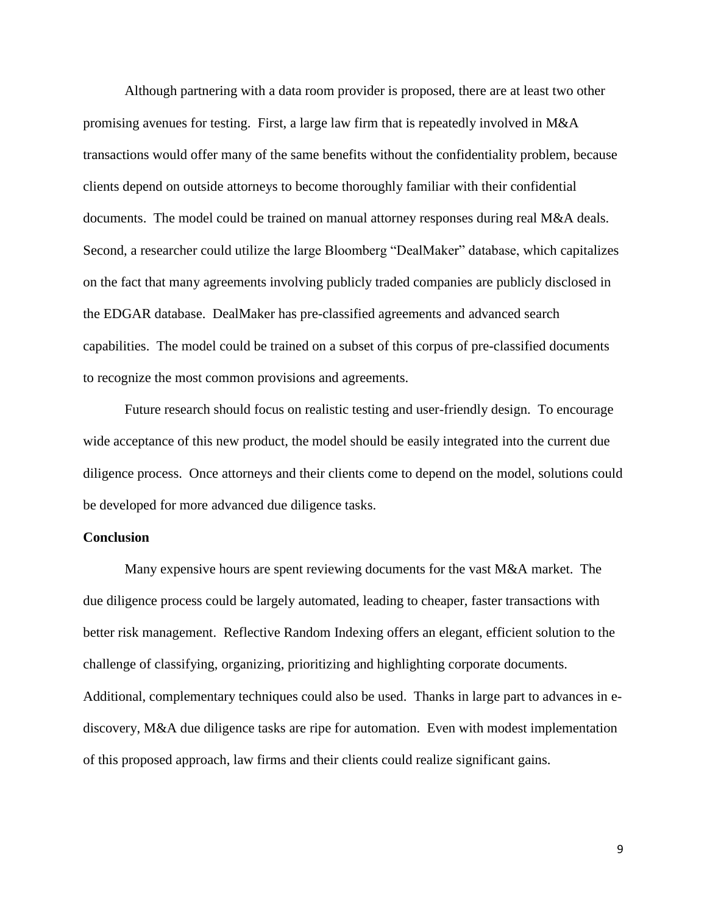Although partnering with a data room provider is proposed, there are at least two other promising avenues for testing. First, a large law firm that is repeatedly involved in M&A transactions would offer many of the same benefits without the confidentiality problem, because clients depend on outside attorneys to become thoroughly familiar with their confidential documents. The model could be trained on manual attorney responses during real M&A deals. Second, a researcher could utilize the large Bloomberg "DealMaker" database, which capitalizes on the fact that many agreements involving publicly traded companies are publicly disclosed in the EDGAR database. DealMaker has pre-classified agreements and advanced search capabilities. The model could be trained on a subset of this corpus of pre-classified documents to recognize the most common provisions and agreements.

Future research should focus on realistic testing and user-friendly design. To encourage wide acceptance of this new product, the model should be easily integrated into the current due diligence process. Once attorneys and their clients come to depend on the model, solutions could be developed for more advanced due diligence tasks.

**Conclusion**

Many expensive hours are spent reviewing documents for the vast M&A market. The due diligence process could be largely automated, leading to cheaper, faster transactions with better risk management. Reflective Random Indexing offers an elegant, efficient solution to the challenge of classifying, organizing, prioritizing and highlighting corporate documents. Additional, complementary techniques could also be used. Thanks in large part to advances in e-discovery, M&A due diligence tasks are ripe for automation. Even with modest implementation of this proposed approach, law firms and their clients could realize significant gains.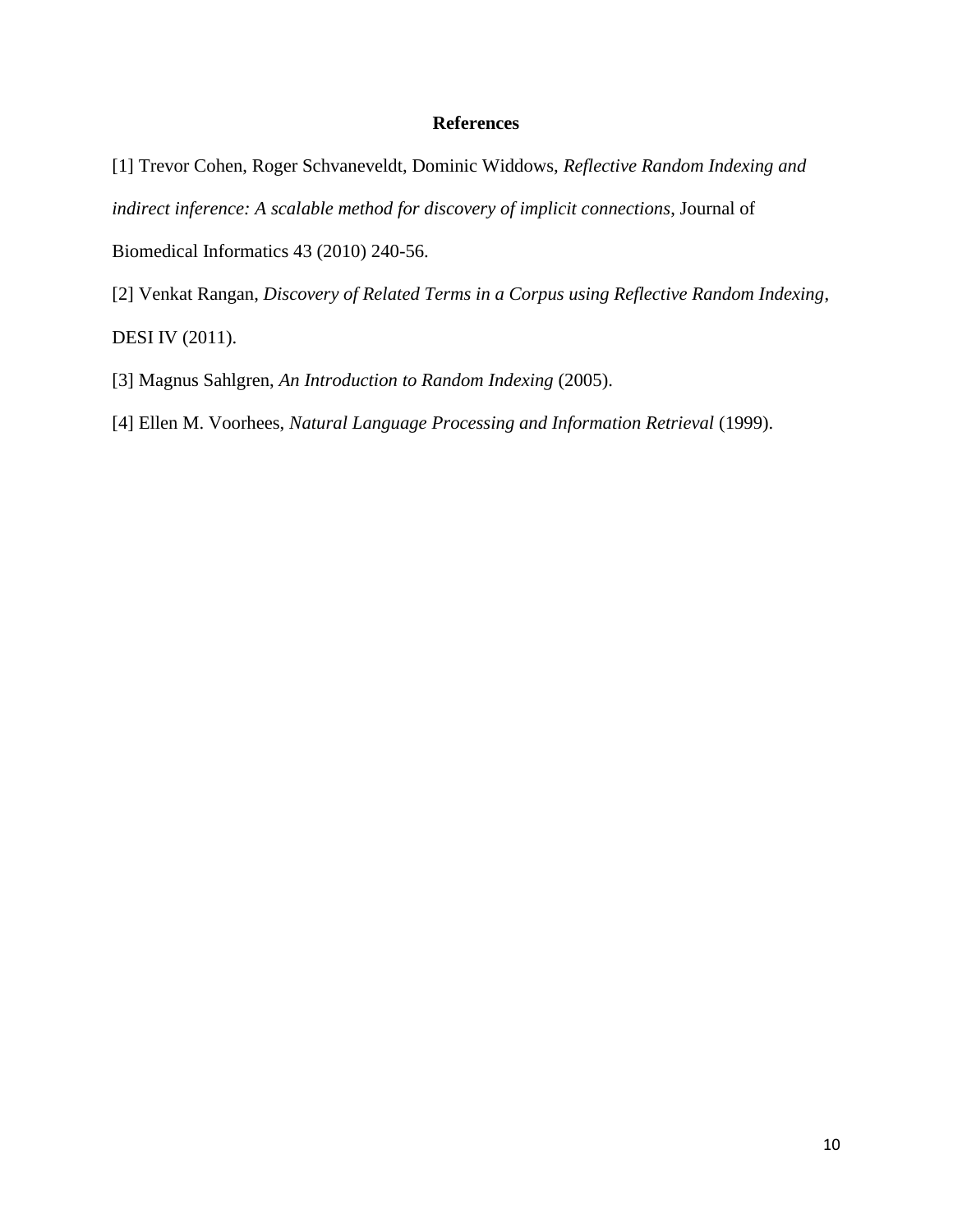## References

[1] Trevor Cohen, Roger Schvaneveldt, Dominic Widdows, *Reflective Random Indexing and indirect inference: A scalable method for discovery of implicit connections*, Journal of Biomedical Informatics 43 (2010) 240-56.

[2] Venkat Rangan, *Discovery of Related Terms in a Corpus using Reflective Random Indexing*, DESI IV (2011).

[3] Magnus Sahlgren, *An Introduction to Random Indexing* (2005).

[4] Ellen M. Voorhees, *Natural Language Processing and Information Retrieval* (1999).